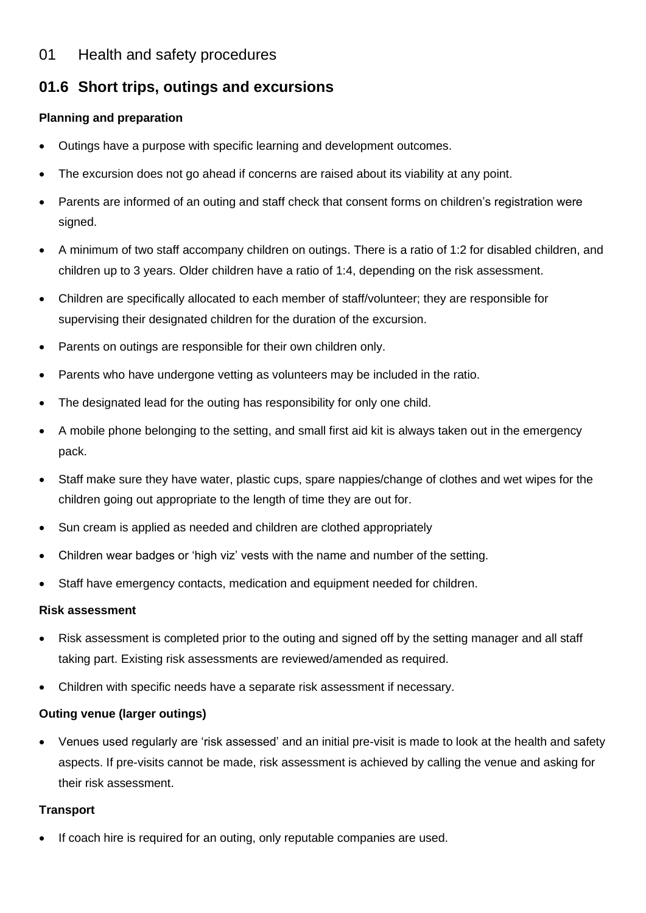# 01 Health and safety procedures

## 01.6 Short trips, outings and excursions

### Planning and preparation

- Outings have a purpose with specific learning and development outcomes.
- The excursion does not go ahead if concerns are raised about its viability at any point.
- Parents are informed of an outing and staff check that consent forms on children's registration were signed.
- A minimum of two staff accompany children on outings. There is a ratio of 1:2 for disabled children, and children up to 3 years. Older children have a ratio of 1:4, depending on the risk assessment.
- Children are specifically allocated to each member of staff/volunteer; they are responsible for supervising their designated children for the duration of the excursion.
- Parents on outings are responsible for their own children only.
- Parents who have undergone vetting as volunteers may be included in the ratio.
- The designated lead for the outing has responsibility for only one child.
- A mobile phone belonging to the setting, and small first aid kit is always taken out in the emergency pack.
- Staff make sure they have water, plastic cups, spare nappies/change of clothes and wet wipes for the children going out appropriate to the length of time they are out for.
- Sun cream is applied as needed and children are clothed appropriately
- Children wear badges or 'high viz' vests with the name and number of the setting.
- Staff have emergency contacts, medication and equipment needed for children.

### Risk assessment

- Risk assessment is completed prior to the outing and signed off by the setting manager and all staff taking part. Existing risk assessments are reviewed/amended as required.
- Children with specific needs have a separate risk assessment if necessary.

### Outing venue (larger outings)

- Venues used regularly are 'risk assessed' and an initial pre-visit is made to look at the health and safety aspects. If pre-visits cannot be made, risk assessment is achieved by calling the venue and asking for their risk assessment.

### Transport

- If coach hire is required for an outing, only reputable companies are used.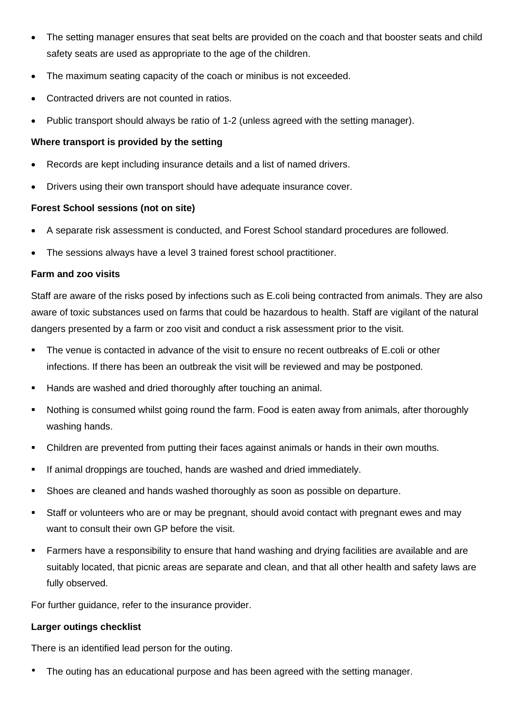- The setting manager ensures that seat belts are provided on the coach and that booster seats and child safety seats are used as appropriate to the age of the children.
- The maximum seating capacity of the coach or minibus is not exceeded.
- Contracted drivers are not counted in ratios.
- Public transport should always be ratio of 1-2 (unless agreed with the setting manager).

**Where transport is provided by the setting**

- Records are kept including insurance details and a list of named drivers.
- Drivers using their own transport should have adequate insurance cover.

**Forest School sessions (not on site)**

- A separate risk assessment is conducted, and Forest School standard procedures are followed.
- The sessions always have a level 3 trained forest school practitioner.

**Farm and zoo visits**

Staff are aware of the risks posed by infections such as E.coli being contracted from animals. They are also aware of toxic substances used on farms that could be hazardous to health. Staff are vigilant of the natural dangers presented by a farm or zoo visit and conduct a risk assessment prior to the visit.

- The venue is contacted in advance of the visit to ensure no recent outbreaks of E.coli or other infections. If there has been an outbreak the visit will be reviewed and may be postponed.
- Hands are washed and dried thoroughly after touching an animal.
- Nothing is consumed whilst going round the farm. Food is eaten away from animals, after thoroughly washing hands.
- Children are prevented from putting their faces against animals or hands in their own mouths.
- If animal droppings are touched, hands are washed and dried immediately.
- Shoes are cleaned and hands washed thoroughly as soon as possible on departure.
- Staff or volunteers who are or may be pregnant, should avoid contact with pregnant ewes and may want to consult their own GP before the visit.
- Farmers have a responsibility to ensure that hand washing and drying facilities are available and are suitably located, that picnic areas are separate and clean, and that all other health and safety laws are fully observed.

For further guidance, refer to the insurance provider.

**Larger outings checklist**

There is an identified lead person for the outing.

- The outing has an educational purpose and has been agreed with the setting manager.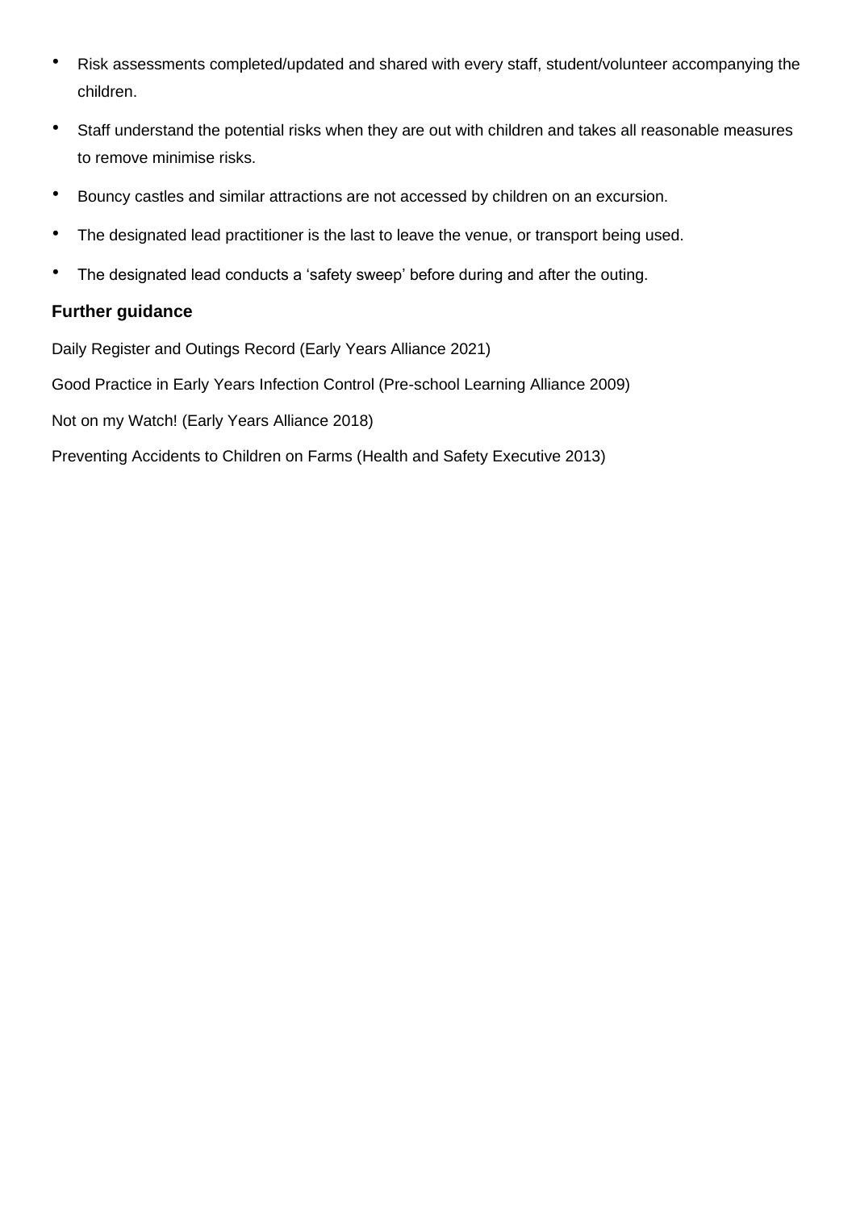- Risk assessments completed/updated and shared with every staff, student/volunteer accompanying the children.
- Staff understand the potential risks when they are out with children and takes all reasonable measures to remove minimise risks.
- Bouncy castles and similar attractions are not accessed by children on an excursion.
- The designated lead practitioner is the last to leave the venue, or transport being used.
- The designated lead conducts a 'safety sweep' before during and after the outing.

**Further guidance**

Daily Register and Outings Record (Early Years Alliance 2021)

Good Practice in Early Years Infection Control (Pre-school Learning Alliance 2009)

Not on my Watch! (Early Years Alliance 2018)

Preventing Accidents to Children on Farms (Health and Safety Executive 2013)